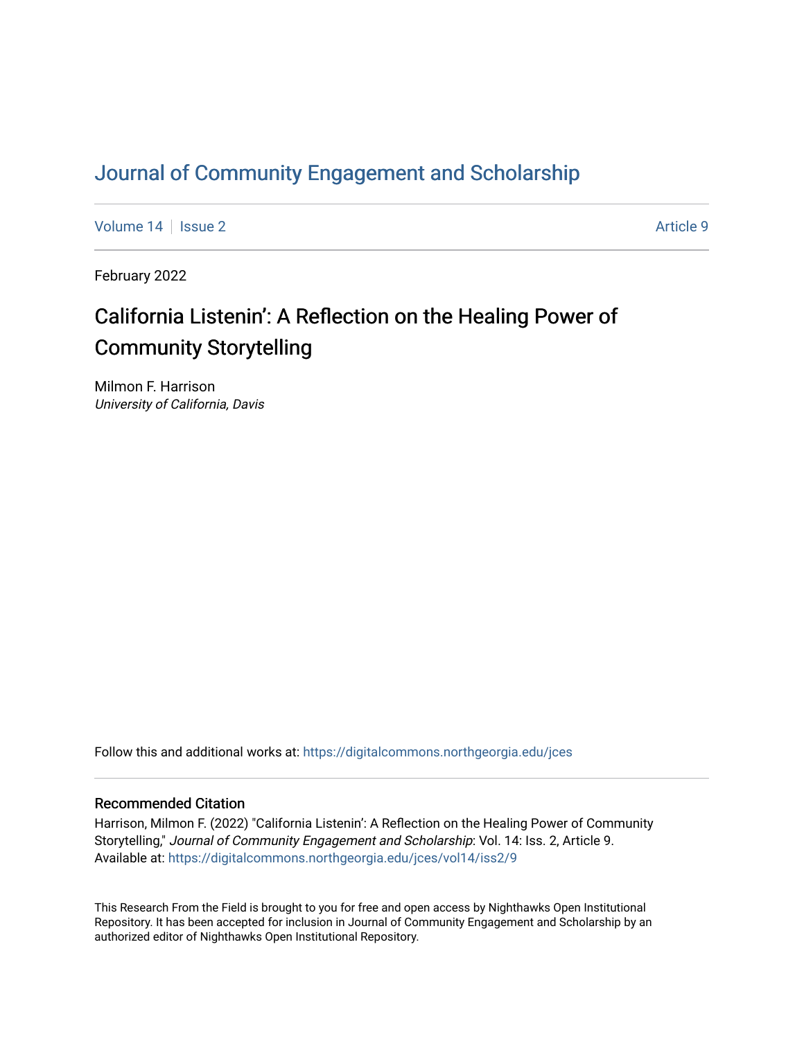# Journal of Community Engagement and Scholarship

Volume 14 | Issue 2 | Article 9

February 2022

## California Listenin': A Reflection on the Healing Power of Community Storytelling

Milmon F. Harrison
*University of California, Davis*

Follow this and additional works at: https://digitalcommons.northgeorgia.edu/jces

### Recommended Citation

Harrison, Milmon F. (2022) "California Listenin': A Reflection on the Healing Power of Community Storytelling," *Journal of Community Engagement and Scholarship*: Vol. 14: Iss. 2, Article 9.
Available at: https://digitalcommons.northgeorgia.edu/jces/vol14/iss2/9

This Research From the Field is brought to you for free and open access by Nighthawks Open Institutional Repository. It has been accepted for inclusion in Journal of Community Engagement and Scholarship by an authorized editor of Nighthawks Open Institutional Repository.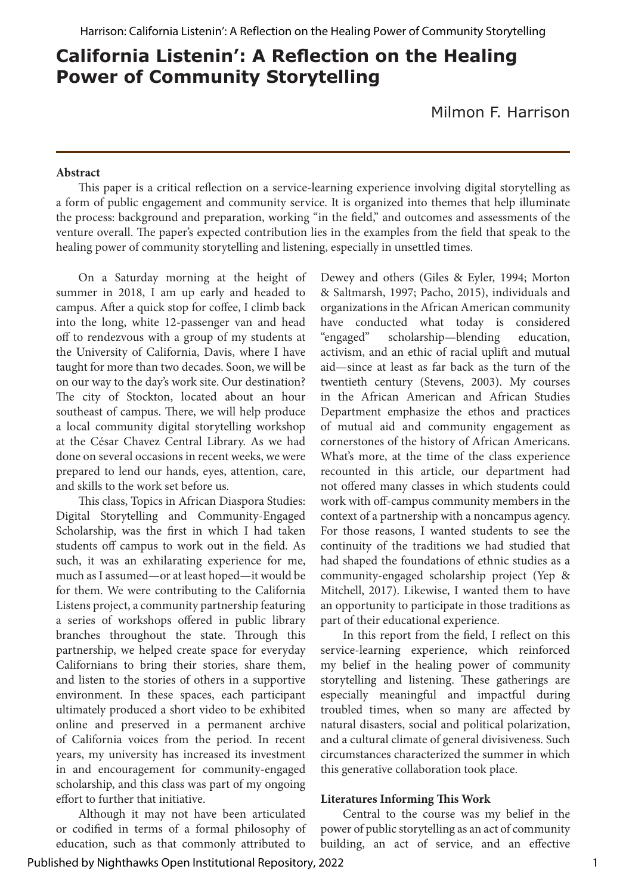# California Listenin': A Reflection on the Healing Power of Community Storytelling

Milmon F. Harrison

**Abstract**

This paper is a critical reflection on a service-learning experience involving digital storytelling as a form of public engagement and community service. It is organized into themes that help illuminate the process: background and preparation, working "in the field," and outcomes and assessments of the venture overall. The paper's expected contribution lies in the examples from the field that speak to the healing power of community storytelling and listening, especially in unsettled times.

On a Saturday morning at the height of summer in 2018, I am up early and headed to campus. After a quick stop for coffee, I climb back into the long, white 12-passenger van and head off to rendezvous with a group of my students at the University of California, Davis, where I have taught for more than two decades. Soon, we will be on our way to the day's work site. Our destination? The city of Stockton, located about an hour southeast of campus. There, we will help produce a local community digital storytelling workshop at the César Chavez Central Library. As we had done on several occasions in recent weeks, we were prepared to lend our hands, eyes, attention, care, and skills to the work set before us.

This class, Topics in African Diaspora Studies: Digital Storytelling and Community-Engaged Scholarship, was the first in which I had taken students off campus to work out in the field. As such, it was an exhilarating experience for me, much as I assumed—or at least hoped—it would be for them. We were contributing to the California Listens project, a community partnership featuring a series of workshops offered in public library branches throughout the state. Through this partnership, we helped create space for everyday Californians to bring their stories, share them, and listen to the stories of others in a supportive environment. In these spaces, each participant ultimately produced a short video to be exhibited online and preserved in a permanent archive of California voices from the period. In recent years, my university has increased its investment in and encouragement for community-engaged scholarship, and this class was part of my ongoing effort to further that initiative.

Although it may not have been articulated or codified in terms of a formal philosophy of education, such as that commonly attributed to Dewey and others (Giles & Eyler, 1994; Morton & Saltmarsh, 1997; Pacho, 2015), individuals and organizations in the African American community have conducted what today is considered "engaged" scholarship—blending education, activism, and an ethic of racial uplift and mutual aid—since at least as far back as the turn of the twentieth century (Stevens, 2003). My courses in the African American and African Studies Department emphasize the ethos and practices of mutual aid and community engagement as cornerstones of the history of African Americans. What's more, at the time of the class experience recounted in this article, our department had not offered many classes in which students could work with off-campus community members in the context of a partnership with a noncampus agency. For those reasons, I wanted students to see the continuity of the traditions we had studied that had shaped the foundations of ethnic studies as a community-engaged scholarship project (Yep & Mitchell, 2017). Likewise, I wanted them to have an opportunity to participate in those traditions as part of their educational experience.

In this report from the field, I reflect on this service-learning experience, which reinforced my belief in the healing power of community storytelling and listening. These gatherings are especially meaningful and impactful during troubled times, when so many are affected by natural disasters, social and political polarization, and a cultural climate of general divisiveness. Such circumstances characterized the summer in which this generative collaboration took place.

**Literatures Informing This Work**

Central to the course was my belief in the power of public storytelling as an act of community building, an act of service, and an effective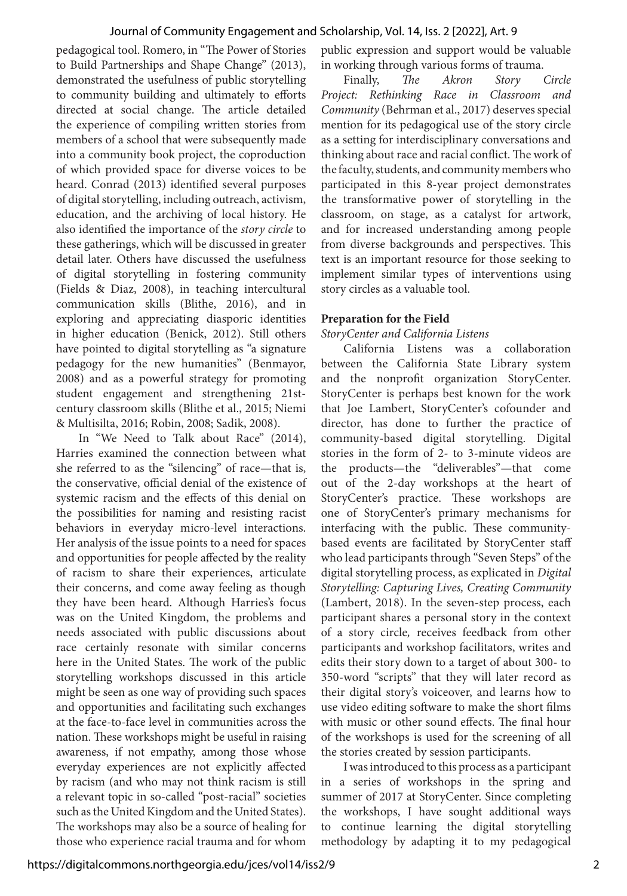pedagogical tool. Romero, in "The Power of Stories to Build Partnerships and Shape Change" (2013), demonstrated the usefulness of public storytelling to community building and ultimately to efforts directed at social change. The article detailed the experience of compiling written stories from members of a school that were subsequently made into a community book project, the coproduction of which provided space for diverse voices to be heard. Conrad (2013) identified several purposes of digital storytelling, including outreach, activism, education, and the archiving of local history. He also identified the importance of the *story circle* to these gatherings, which will be discussed in greater detail later. Others have discussed the usefulness of digital storytelling in fostering community (Fields & Diaz, 2008), in teaching intercultural communication skills (Blithe, 2016), and in exploring and appreciating diasporic identities in higher education (Benick, 2012). Still others have pointed to digital storytelling as "a signature pedagogy for the new humanities" (Benmayor, 2008) and as a powerful strategy for promoting student engagement and strengthening 21st-century classroom skills (Blithe et al., 2015; Niemi & Multisilta, 2016; Robin, 2008; Sadik, 2008).

In "We Need to Talk about Race" (2014), Harries examined the connection between what she referred to as the "silencing" of race—that is, the conservative, official denial of the existence of systemic racism and the effects of this denial on the possibilities for naming and resisting racist behaviors in everyday micro-level interactions. Her analysis of the issue points to a need for spaces and opportunities for people affected by the reality of racism to share their experiences, articulate their concerns, and come away feeling as though they have been heard. Although Harries's focus was on the United Kingdom, the problems and needs associated with public discussions about race certainly resonate with similar concerns here in the United States. The work of the public storytelling workshops discussed in this article might be seen as one way of providing such spaces and opportunities and facilitating such exchanges at the face-to-face level in communities across the nation. These workshops might be useful in raising awareness, if not empathy, among those whose everyday experiences are not explicitly affected by racism (and who may not think racism is still a relevant topic in so-called "post-racial" societies such as the United Kingdom and the United States). The workshops may also be a source of healing for those who experience racial trauma and for whom public expression and support would be valuable in working through various forms of trauma.

Finally, *The Akron Story Circle Project: Rethinking Race in Classroom and Community* (Behrman et al., 2017) deserves special mention for its pedagogical use of the story circle as a setting for interdisciplinary conversations and thinking about race and racial conflict. The work of the faculty, students, and community members who participated in this 8-year project demonstrates the transformative power of storytelling in the classroom, on stage, as a catalyst for artwork, and for increased understanding among people from diverse backgrounds and perspectives. This text is an important resource for those seeking to implement similar types of interventions using story circles as a valuable tool.

## Preparation for the Field

### *StoryCenter and California Listens*

California Listens was a collaboration between the California State Library system and the nonprofit organization StoryCenter. StoryCenter is perhaps best known for the work that Joe Lambert, StoryCenter's cofounder and director, has done to further the practice of community-based digital storytelling. Digital stories in the form of 2- to 3-minute videos are the products—the "deliverables"—that come out of the 2-day workshops at the heart of StoryCenter's practice. These workshops are one of StoryCenter's primary mechanisms for interfacing with the public. These community-based events are facilitated by StoryCenter staff who lead participants through "Seven Steps" of the digital storytelling process, as explicated in *Digital Storytelling: Capturing Lives, Creating Community* (Lambert, 2018). In the seven-step process, each participant shares a personal story in the context of a story circle, receives feedback from other participants and workshop facilitators, writes and edits their story down to a target of about 300- to 350-word "scripts" that they will later record as their digital story's voiceover, and learns how to use video editing software to make the short films with music or other sound effects. The final hour of the workshops is used for the screening of all the stories created by session participants.

I was introduced to this process as a participant in a series of workshops in the spring and summer of 2017 at StoryCenter. Since completing the workshops, I have sought additional ways to continue learning the digital storytelling methodology by adapting it to my pedagogical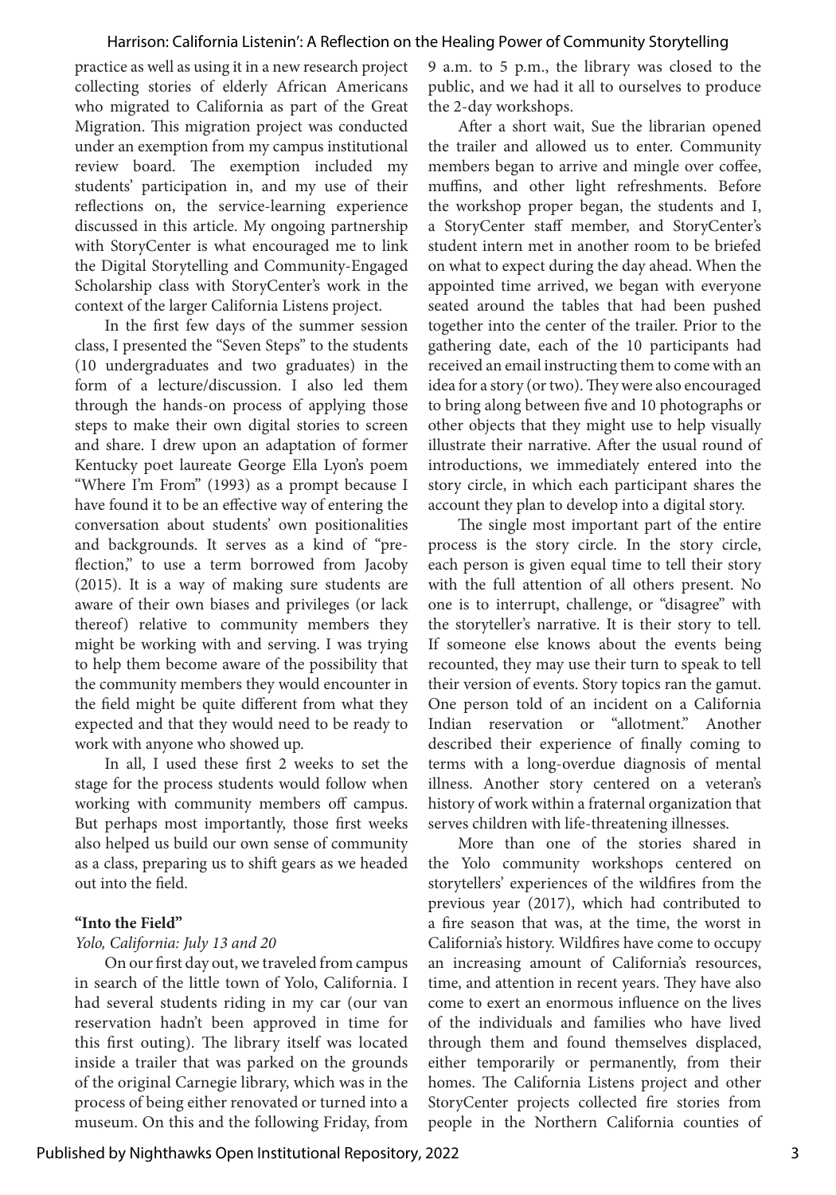practice as well as using it in a new research project collecting stories of elderly African Americans who migrated to California as part of the Great Migration. This migration project was conducted under an exemption from my campus institutional review board. The exemption included my students' participation in, and my use of their reflections on, the service-learning experience discussed in this article. My ongoing partnership with StoryCenter is what encouraged me to link the Digital Storytelling and Community-Engaged Scholarship class with StoryCenter's work in the context of the larger California Listens project.

In the first few days of the summer session class, I presented the "Seven Steps" to the students (10 undergraduates and two graduates) in the form of a lecture/discussion. I also led them through the hands-on process of applying those steps to make their own digital stories to screen and share. I drew upon an adaptation of former Kentucky poet laureate George Ella Lyon's poem "Where I'm From" (1993) as a prompt because I have found it to be an effective way of entering the conversation about students' own positionalities and backgrounds. It serves as a kind of "pre-flection," to use a term borrowed from Jacoby (2015). It is a way of making sure students are aware of their own biases and privileges (or lack thereof) relative to community members they might be working with and serving. I was trying to help them become aware of the possibility that the community members they would encounter in the field might be quite different from what they expected and that they would need to be ready to work with anyone who showed up.

In all, I used these first 2 weeks to set the stage for the process students would follow when working with community members off campus. But perhaps most importantly, those first weeks also helped us build our own sense of community as a class, preparing us to shift gears as we headed out into the field.

### "Into the Field"

*Yolo, California: July 13 and 20*

On our first day out, we traveled from campus in search of the little town of Yolo, California. I had several students riding in my car (our van reservation hadn't been approved in time for this first outing). The library itself was located inside a trailer that was parked on the grounds of the original Carnegie library, which was in the process of being either renovated or turned into a museum. On this and the following Friday, from 9 a.m. to 5 p.m., the library was closed to the public, and we had it all to ourselves to produce the 2-day workshops.

After a short wait, Sue the librarian opened the trailer and allowed us to enter. Community members began to arrive and mingle over coffee, muffins, and other light refreshments. Before the workshop proper began, the students and I, a StoryCenter staff member, and StoryCenter's student intern met in another room to be briefed on what to expect during the day ahead. When the appointed time arrived, we began with everyone seated around the tables that had been pushed together into the center of the trailer. Prior to the gathering date, each of the 10 participants had received an email instructing them to come with an idea for a story (or two). They were also encouraged to bring along between five and 10 photographs or other objects that they might use to help visually illustrate their narrative. After the usual round of introductions, we immediately entered into the story circle, in which each participant shares the account they plan to develop into a digital story.

The single most important part of the entire process is the story circle. In the story circle, each person is given equal time to tell their story with the full attention of all others present. No one is to interrupt, challenge, or "disagree" with the storyteller's narrative. It is their story to tell. If someone else knows about the events being recounted, they may use their turn to speak to tell their version of events. Story topics ran the gamut. One person told of an incident on a California Indian reservation or "allotment." Another described their experience of finally coming to terms with a long-overdue diagnosis of mental illness. Another story centered on a veteran's history of work within a fraternal organization that serves children with life-threatening illnesses.

More than one of the stories shared in the Yolo community workshops centered on storytellers' experiences of the wildfires from the previous year (2017), which had contributed to a fire season that was, at the time, the worst in California's history. Wildfires have come to occupy an increasing amount of California's resources, time, and attention in recent years. They have also come to exert an enormous influence on the lives of the individuals and families who have lived through them and found themselves displaced, either temporarily or permanently, from their homes. The California Listens project and other StoryCenter projects collected fire stories from people in the Northern California counties of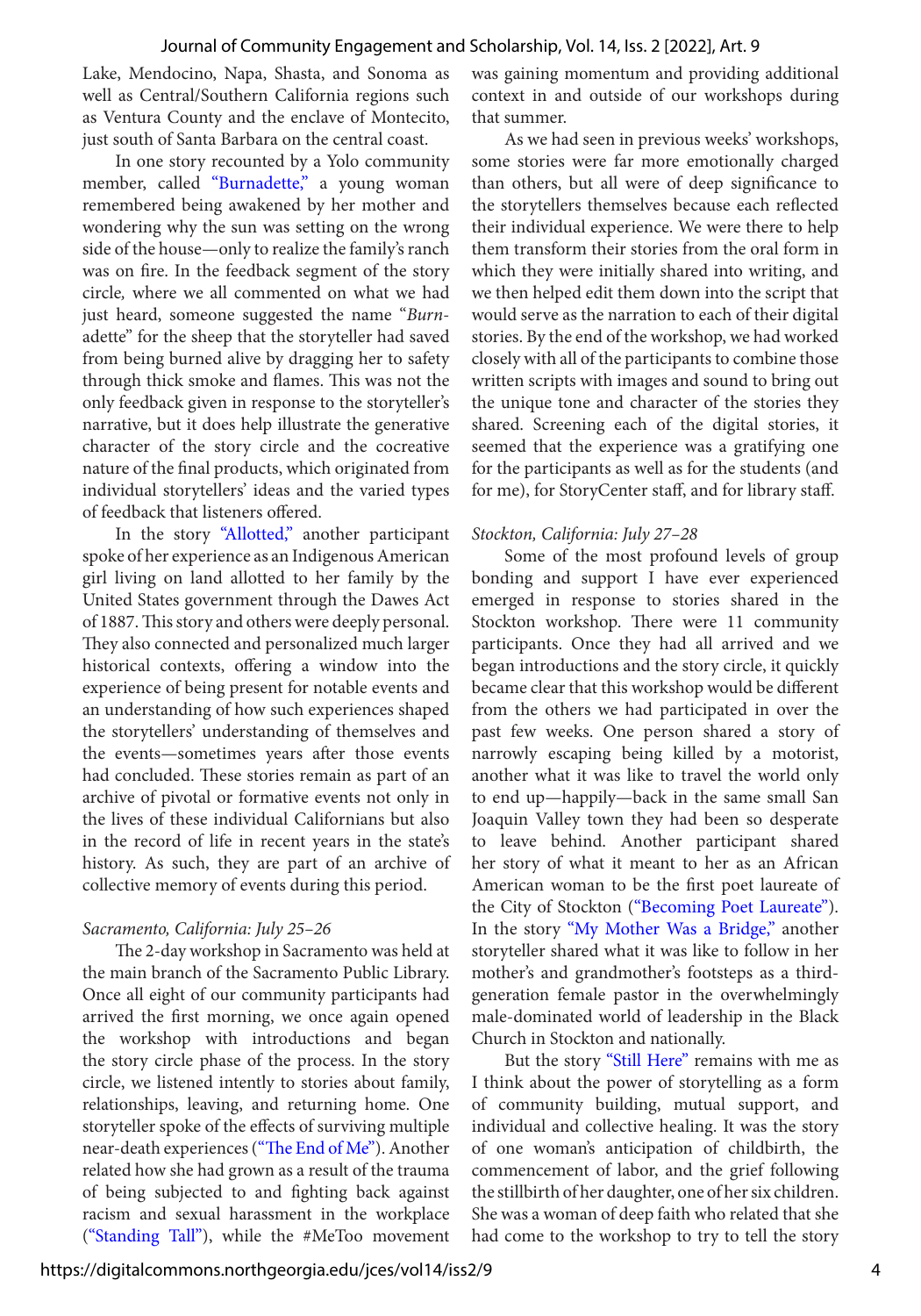Lake, Mendocino, Napa, Shasta, and Sonoma as well as Central/Southern California regions such as Ventura County and the enclave of Montecito, just south of Santa Barbara on the central coast.

In one story recounted by a Yolo community member, called "Burnadette," a young woman remembered being awakened by her mother and wondering why the sun was setting on the wrong side of the house—only to realize the family's ranch was on fire. In the feedback segment of the story circle, where we all commented on what we had just heard, someone suggested the name "*Burn*adette" for the sheep that the storyteller had saved from being burned alive by dragging her to safety through thick smoke and flames. This was not the only feedback given in response to the storyteller's narrative, but it does help illustrate the generative character of the story circle and the cocreative nature of the final products, which originated from individual storytellers' ideas and the varied types of feedback that listeners offered.

In the story "Allotted," another participant spoke of her experience as an Indigenous American girl living on land allotted to her family by the United States government through the Dawes Act of 1887. This story and others were deeply personal. They also connected and personalized much larger historical contexts, offering a window into the experience of being present for notable events and an understanding of how such experiences shaped the storytellers' understanding of themselves and the events—sometimes years after those events had concluded. These stories remain as part of an archive of pivotal or formative events not only in the lives of these individual Californians but also in the record of life in recent years in the state's history. As such, they are part of an archive of collective memory of events during this period.

*Sacramento, California: July 25–26*

The 2-day workshop in Sacramento was held at the main branch of the Sacramento Public Library. Once all eight of our community participants had arrived the first morning, we once again opened the workshop with introductions and began the story circle phase of the process. In the story circle, we listened intently to stories about family, relationships, leaving, and returning home. One storyteller spoke of the effects of surviving multiple near-death experiences ("The End of Me"). Another related how she had grown as a result of the trauma of being subjected to and fighting back against racism and sexual harassment in the workplace ("Standing Tall"), while the #MeToo movement was gaining momentum and providing additional context in and outside of our workshops during that summer.

As we had seen in previous weeks' workshops, some stories were far more emotionally charged than others, but all were of deep significance to the storytellers themselves because each reflected their individual experience. We were there to help them transform their stories from the oral form in which they were initially shared into writing, and we then helped edit them down into the script that would serve as the narration to each of their digital stories. By the end of the workshop, we had worked closely with all of the participants to combine those written scripts with images and sound to bring out the unique tone and character of the stories they shared. Screening each of the digital stories, it seemed that the experience was a gratifying one for the participants as well as for the students (and for me), for StoryCenter staff, and for library staff.

*Stockton, California: July 27–28*

Some of the most profound levels of group bonding and support I have ever experienced emerged in response to stories shared in the Stockton workshop. There were 11 community participants. Once they had all arrived and we began introductions and the story circle, it quickly became clear that this workshop would be different from the others we had participated in over the past few weeks. One person shared a story of narrowly escaping being killed by a motorist, another what it was like to travel the world only to end up—happily—back in the same small San Joaquin Valley town they had been so desperate to leave behind. Another participant shared her story of what it meant to her as an African American woman to be the first poet laureate of the City of Stockton ("Becoming Poet Laureate"). In the story "My Mother Was a Bridge," another storyteller shared what it was like to follow in her mother's and grandmother's footsteps as a third-generation female pastor in the overwhelmingly male-dominated world of leadership in the Black Church in Stockton and nationally.

But the story "Still Here" remains with me as I think about the power of storytelling as a form of community building, mutual support, and individual and collective healing. It was the story of one woman's anticipation of childbirth, the commencement of labor, and the grief following the stillbirth of her daughter, one of her six children. She was a woman of deep faith who related that she had come to the workshop to try to tell the story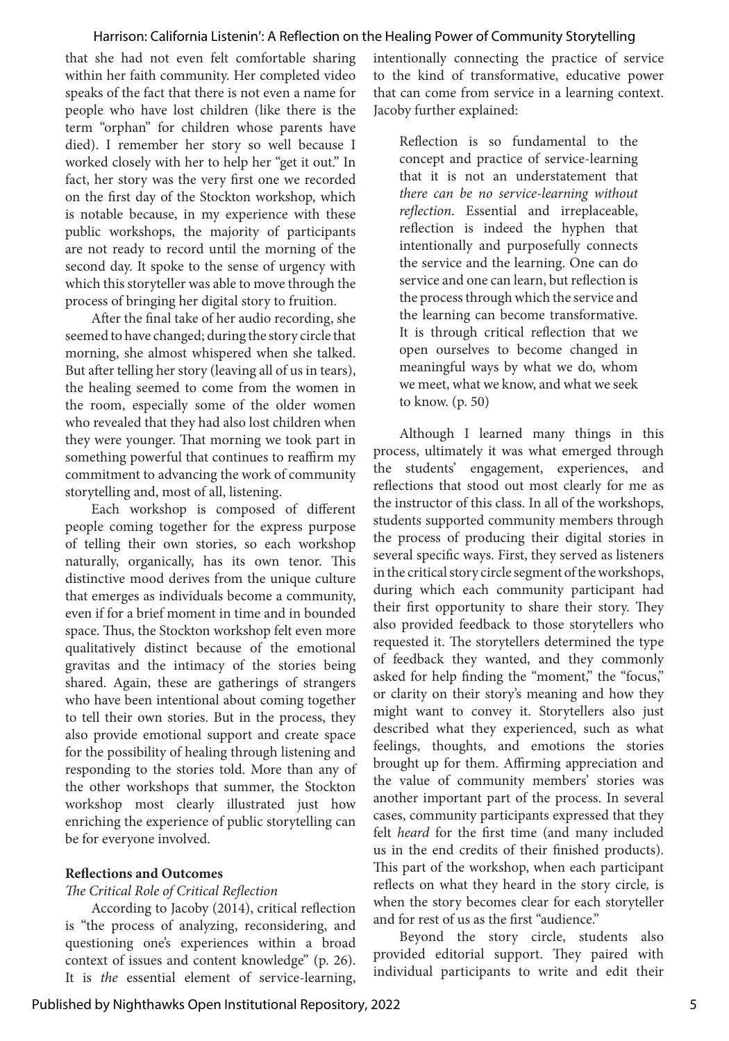that she had not even felt comfortable sharing within her faith community. Her completed video speaks of the fact that there is not even a name for people who have lost children (like there is the term "orphan" for children whose parents have died). I remember her story so well because I worked closely with her to help her "get it out." In fact, her story was the very first one we recorded on the first day of the Stockton workshop, which is notable because, in my experience with these public workshops, the majority of participants are not ready to record until the morning of the second day. It spoke to the sense of urgency with which this storyteller was able to move through the process of bringing her digital story to fruition.

After the final take of her audio recording, she seemed to have changed; during the story circle that morning, she almost whispered when she talked. But after telling her story (leaving all of us in tears), the healing seemed to come from the women in the room, especially some of the older women who revealed that they had also lost children when they were younger. That morning we took part in something powerful that continues to reaffirm my commitment to advancing the work of community storytelling and, most of all, listening.

Each workshop is composed of different people coming together for the express purpose of telling their own stories, so each workshop naturally, organically, has its own tenor. This distinctive mood derives from the unique culture that emerges as individuals become a community, even if for a brief moment in time and in bounded space. Thus, the Stockton workshop felt even more qualitatively distinct because of the emotional gravitas and the intimacy of the stories being shared. Again, these are gatherings of strangers who have been intentional about coming together to tell their own stories. But in the process, they also provide emotional support and create space for the possibility of healing through listening and responding to the stories told. More than any of the other workshops that summer, the Stockton workshop most clearly illustrated just how enriching the experience of public storytelling can be for everyone involved.

**Reflections and Outcomes**

*The Critical Role of Critical Reflection*

According to Jacoby (2014), critical reflection is "the process of analyzing, reconsidering, and questioning one's experiences within a broad context of issues and content knowledge" (p. 26). It is *the* essential element of service-learning, intentionally connecting the practice of service to the kind of transformative, educative power that can come from service in a learning context. Jacoby further explained:

> Reflection is so fundamental to the concept and practice of service-learning that it is not an understatement that *there can be no service-learning without reflection*. Essential and irreplaceable, reflection is indeed the hyphen that intentionally and purposefully connects the service and the learning. One can do service and one can learn, but reflection is the process through which the service and the learning can become transformative. It is through critical reflection that we open ourselves to become changed in meaningful ways by what we do, whom we meet, what we know, and what we seek to know. (p. 50)

Although I learned many things in this process, ultimately it was what emerged through the students' engagement, experiences, and reflections that stood out most clearly for me as the instructor of this class. In all of the workshops, students supported community members through the process of producing their digital stories in several specific ways. First, they served as listeners in the critical story circle segment of the workshops, during which each community participant had their first opportunity to share their story. They also provided feedback to those storytellers who requested it. The storytellers determined the type of feedback they wanted, and they commonly asked for help finding the "moment," the "focus," or clarity on their story's meaning and how they might want to convey it. Storytellers also just described what they experienced, such as what feelings, thoughts, and emotions the stories brought up for them. Affirming appreciation and the value of community members' stories was another important part of the process. In several cases, community participants expressed that they felt *heard* for the first time (and many included us in the end credits of their finished products). This part of the workshop, when each participant reflects on what they heard in the story circle*,* is when the story becomes clear for each storyteller and for rest of us as the first "audience."

Beyond the story circle, students also provided editorial support. They paired with individual participants to write and edit their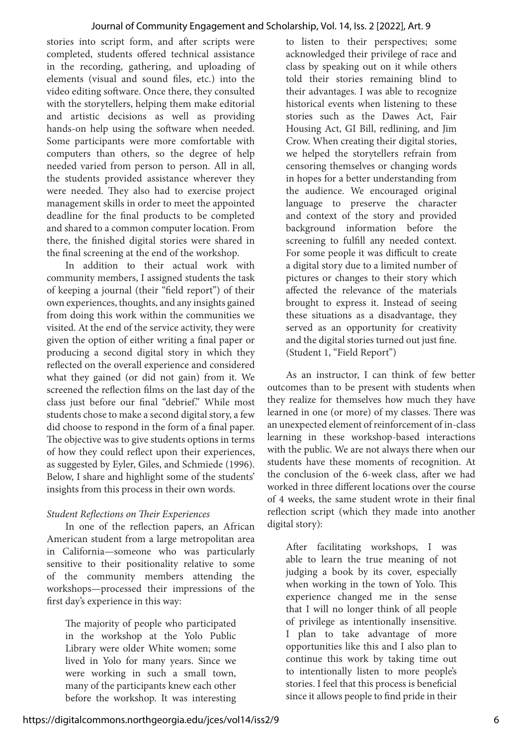stories into script form, and after scripts were completed, students offered technical assistance in the recording, gathering, and uploading of elements (visual and sound files, etc.) into the video editing software. Once there, they consulted with the storytellers, helping them make editorial and artistic decisions as well as providing hands-on help using the software when needed. Some participants were more comfortable with computers than others, so the degree of help needed varied from person to person. All in all, the students provided assistance wherever they were needed. They also had to exercise project management skills in order to meet the appointed deadline for the final products to be completed and shared to a common computer location. From there, the finished digital stories were shared in the final screening at the end of the workshop.

In addition to their actual work with community members, I assigned students the task of keeping a journal (their "field report") of their own experiences, thoughts, and any insights gained from doing this work within the communities we visited. At the end of the service activity, they were given the option of either writing a final paper or producing a second digital story in which they reflected on the overall experience and considered what they gained (or did not gain) from it. We screened the reflection films on the last day of the class just before our final "debrief." While most students chose to make a second digital story, a few did choose to respond in the form of a final paper. The objective was to give students options in terms of how they could reflect upon their experiences, as suggested by Eyler, Giles, and Schmiede (1996). Below, I share and highlight some of the students' insights from this process in their own words.

*Student Reflections on Their Experiences*

In one of the reflection papers, an African American student from a large metropolitan area in California—someone who was particularly sensitive to their positionality relative to some of the community members attending the workshops—processed their impressions of the first day's experience in this way:

> The majority of people who participated in the workshop at the Yolo Public Library were older White women; some lived in Yolo for many years. Since we were working in such a small town, many of the participants knew each other before the workshop. It was interesting to listen to their perspectives; some acknowledged their privilege of race and class by speaking out on it while others told their stories remaining blind to their advantages. I was able to recognize historical events when listening to these stories such as the Dawes Act, Fair Housing Act, GI Bill, redlining, and Jim Crow. When creating their digital stories, we helped the storytellers refrain from censoring themselves or changing words in hopes for a better understanding from the audience. We encouraged original language to preserve the character and context of the story and provided background information before the screening to fulfill any needed context. For some people it was difficult to create a digital story due to a limited number of pictures or changes to their story which affected the relevance of the materials brought to express it. Instead of seeing these situations as a disadvantage, they served as an opportunity for creativity and the digital stories turned out just fine. (Student 1, "Field Report")

As an instructor, I can think of few better outcomes than to be present with students when they realize for themselves how much they have learned in one (or more) of my classes. There was an unexpected element of reinforcement of in-class learning in these workshop-based interactions with the public. We are not always there when our students have these moments of recognition. At the conclusion of the 6-week class, after we had worked in three different locations over the course of 4 weeks, the same student wrote in their final reflection script (which they made into another digital story):

> After facilitating workshops, I was able to learn the true meaning of not judging a book by its cover, especially when working in the town of Yolo. This experience changed me in the sense that I will no longer think of all people of privilege as intentionally insensitive. I plan to take advantage of more opportunities like this and I also plan to continue this work by taking time out to intentionally listen to more people's stories. I feel that this process is beneficial since it allows people to find pride in their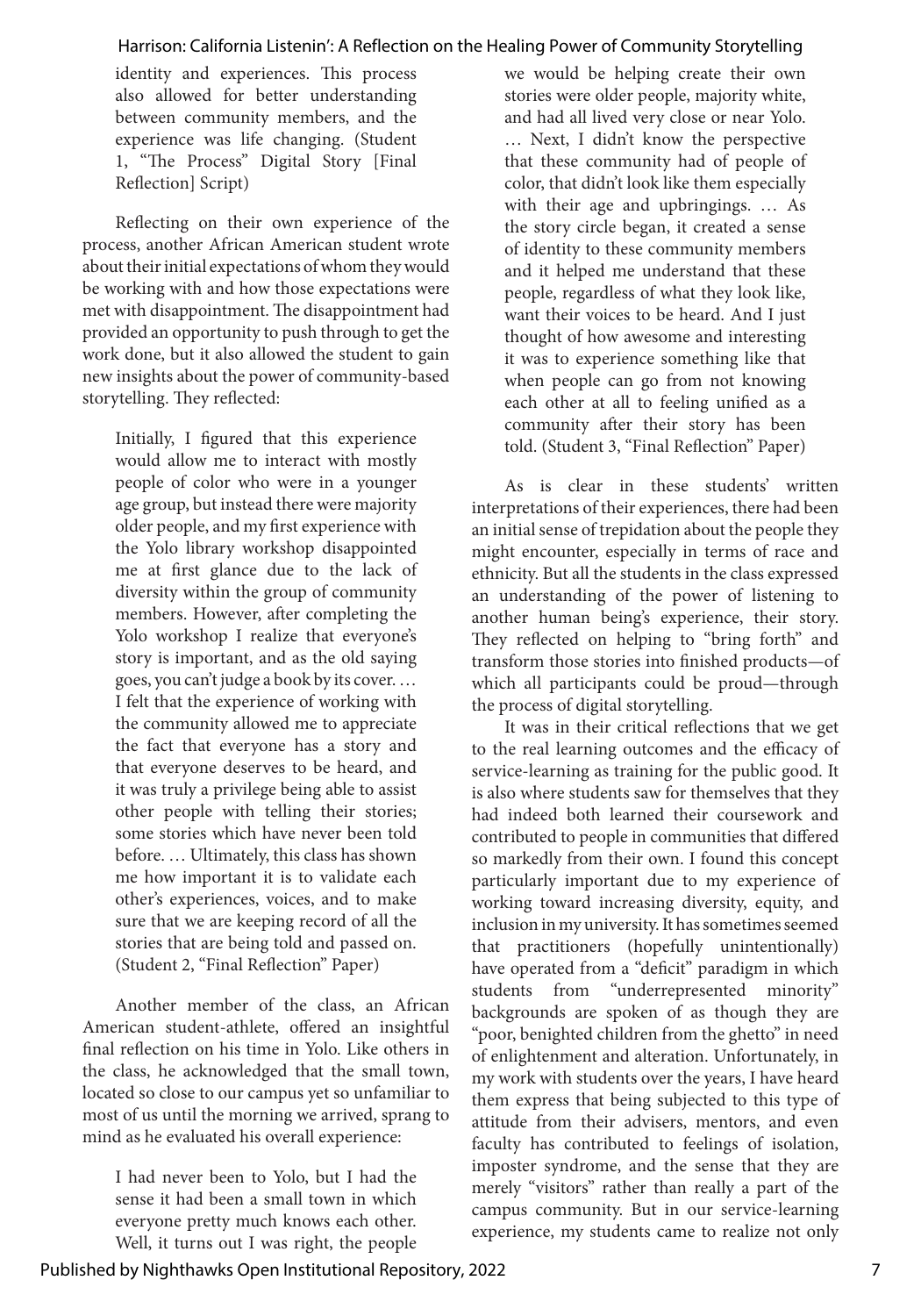identity and experiences. This process also allowed for better understanding between community members, and the experience was life changing. (Student 1, "The Process" Digital Story [Final Reflection] Script)

Reflecting on their own experience of the process, another African American student wrote about their initial expectations of whom they would be working with and how those expectations were met with disappointment. The disappointment had provided an opportunity to push through to get the work done, but it also allowed the student to gain new insights about the power of community-based storytelling. They reflected:

> Initially, I figured that this experience would allow me to interact with mostly people of color who were in a younger age group, but instead there were majority older people, and my first experience with the Yolo library workshop disappointed me at first glance due to the lack of diversity within the group of community members. However, after completing the Yolo workshop I realize that everyone's story is important, and as the old saying goes, you can't judge a book by its cover. … I felt that the experience of working with the community allowed me to appreciate the fact that everyone has a story and that everyone deserves to be heard, and it was truly a privilege being able to assist other people with telling their stories; some stories which have never been told before. … Ultimately, this class has shown me how important it is to validate each other's experiences, voices, and to make sure that we are keeping record of all the stories that are being told and passed on. (Student 2, "Final Reflection" Paper)

Another member of the class, an African American student-athlete, offered an insightful final reflection on his time in Yolo. Like others in the class, he acknowledged that the small town, located so close to our campus yet so unfamiliar to most of us until the morning we arrived, sprang to mind as he evaluated his overall experience:

> I had never been to Yolo, but I had the sense it had been a small town in which everyone pretty much knows each other. Well, it turns out I was right, the people we would be helping create their own stories were older people, majority white, and had all lived very close or near Yolo. … Next, I didn't know the perspective that these community had of people of color, that didn't look like them especially with their age and upbringings. … As the story circle began, it created a sense of identity to these community members and it helped me understand that these people, regardless of what they look like, want their voices to be heard. And I just thought of how awesome and interesting it was to experience something like that when people can go from not knowing each other at all to feeling unified as a community after their story has been told. (Student 3, "Final Reflection" Paper)

As is clear in these students' written interpretations of their experiences, there had been an initial sense of trepidation about the people they might encounter, especially in terms of race and ethnicity. But all the students in the class expressed an understanding of the power of listening to another human being's experience, their story. They reflected on helping to "bring forth" and transform those stories into finished products—of which all participants could be proud—through the process of digital storytelling.

It was in their critical reflections that we get to the real learning outcomes and the efficacy of service-learning as training for the public good. It is also where students saw for themselves that they had indeed both learned their coursework and contributed to people in communities that differed so markedly from their own. I found this concept particularly important due to my experience of working toward increasing diversity, equity, and inclusion in my university. It has sometimes seemed that practitioners (hopefully unintentionally) have operated from a "deficit" paradigm in which students from "underrepresented minority" backgrounds are spoken of as though they are "poor, benighted children from the ghetto" in need of enlightenment and alteration. Unfortunately, in my work with students over the years, I have heard them express that being subjected to this type of attitude from their advisers, mentors, and even faculty has contributed to feelings of isolation, imposter syndrome, and the sense that they are merely "visitors" rather than really a part of the campus community. But in our service-learning experience, my students came to realize not only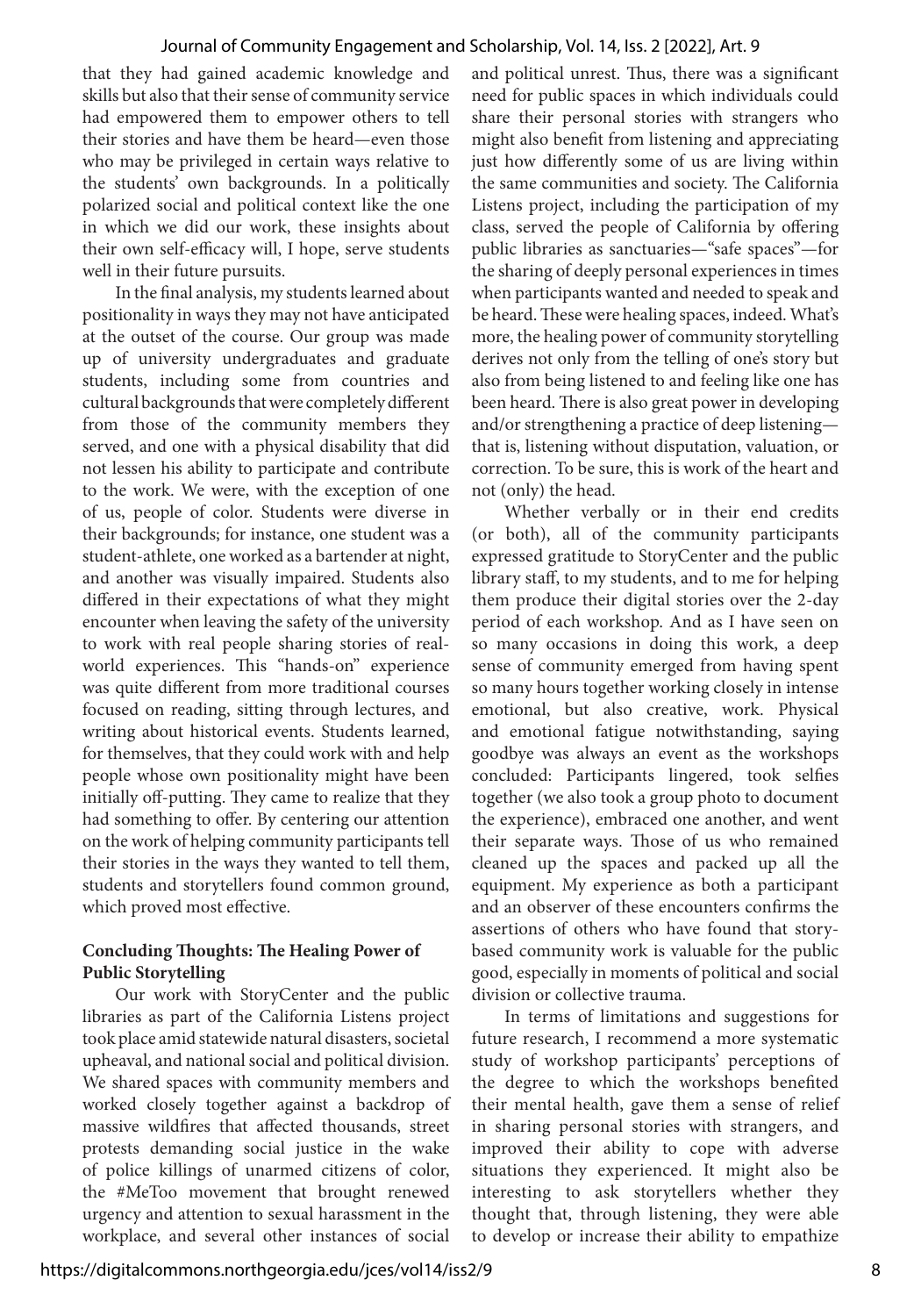that they had gained academic knowledge and skills but also that their sense of community service had empowered them to empower others to tell their stories and have them be heard—even those who may be privileged in certain ways relative to the students' own backgrounds. In a politically polarized social and political context like the one in which we did our work, these insights about their own self-efficacy will, I hope, serve students well in their future pursuits.

In the final analysis, my students learned about positionality in ways they may not have anticipated at the outset of the course. Our group was made up of university undergraduates and graduate students, including some from countries and cultural backgrounds that were completely different from those of the community members they served, and one with a physical disability that did not lessen his ability to participate and contribute to the work. We were, with the exception of one of us, people of color. Students were diverse in their backgrounds; for instance, one student was a student-athlete, one worked as a bartender at night, and another was visually impaired. Students also differed in their expectations of what they might encounter when leaving the safety of the university to work with real people sharing stories of real-world experiences. This "hands-on" experience was quite different from more traditional courses focused on reading, sitting through lectures, and writing about historical events. Students learned, for themselves, that they could work with and help people whose own positionality might have been initially off-putting. They came to realize that they had something to offer. By centering our attention on the work of helping community participants tell their stories in the ways they wanted to tell them, students and storytellers found common ground, which proved most effective.

### Concluding Thoughts: The Healing Power of Public Storytelling

Our work with StoryCenter and the public libraries as part of the California Listens project took place amid statewide natural disasters, societal upheaval, and national social and political division. We shared spaces with community members and worked closely together against a backdrop of massive wildfires that affected thousands, street protests demanding social justice in the wake of police killings of unarmed citizens of color, the #MeToo movement that brought renewed urgency and attention to sexual harassment in the workplace, and several other instances of social and political unrest. Thus, there was a significant need for public spaces in which individuals could share their personal stories with strangers who might also benefit from listening and appreciating just how differently some of us are living within the same communities and society. The California Listens project, including the participation of my class, served the people of California by offering public libraries as sanctuaries—"safe spaces"—for the sharing of deeply personal experiences in times when participants wanted and needed to speak and be heard. These were healing spaces, indeed. What's more, the healing power of community storytelling derives not only from the telling of one's story but also from being listened to and feeling like one has been heard. There is also great power in developing and/or strengthening a practice of deep listening—that is, listening without disputation, valuation, or correction. To be sure, this is work of the heart and not (only) the head.

Whether verbally or in their end credits (or both), all of the community participants expressed gratitude to StoryCenter and the public library staff, to my students, and to me for helping them produce their digital stories over the 2-day period of each workshop. And as I have seen on so many occasions in doing this work, a deep sense of community emerged from having spent so many hours together working closely in intense emotional, but also creative, work. Physical and emotional fatigue notwithstanding, saying goodbye was always an event as the workshops concluded: Participants lingered, took selfies together (we also took a group photo to document the experience), embraced one another, and went their separate ways. Those of us who remained cleaned up the spaces and packed up all the equipment. My experience as both a participant and an observer of these encounters confirms the assertions of others who have found that story-based community work is valuable for the public good, especially in moments of political and social division or collective trauma.

In terms of limitations and suggestions for future research, I recommend a more systematic study of workshop participants' perceptions of the degree to which the workshops benefited their mental health, gave them a sense of relief in sharing personal stories with strangers, and improved their ability to cope with adverse situations they experienced. It might also be interesting to ask storytellers whether they thought that, through listening, they were able to develop or increase their ability to empathize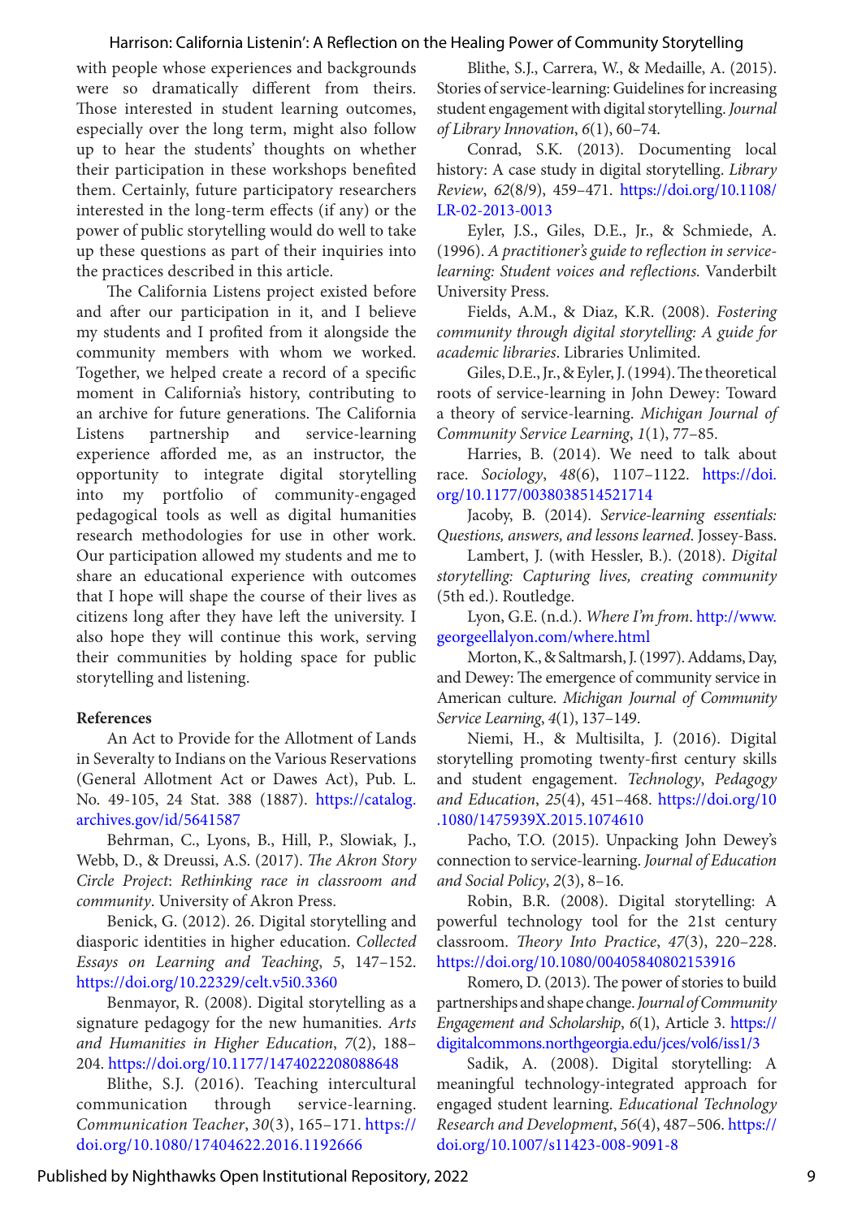with people whose experiences and backgrounds were so dramatically different from theirs. Those interested in student learning outcomes, especially over the long term, might also follow up to hear the students' thoughts on whether their participation in these workshops benefited them. Certainly, future participatory researchers interested in the long-term effects (if any) or the power of public storytelling would do well to take up these questions as part of their inquiries into the practices described in this article.

The California Listens project existed before and after our participation in it, and I believe my students and I profited from it alongside the community members with whom we worked. Together, we helped create a record of a specific moment in California's history, contributing to an archive for future generations. The California Listens partnership and service-learning experience afforded me, as an instructor, the opportunity to integrate digital storytelling into my portfolio of community-engaged pedagogical tools as well as digital humanities research methodologies for use in other work. Our participation allowed my students and me to share an educational experience with outcomes that I hope will shape the course of their lives as citizens long after they have left the university. I also hope they will continue this work, serving their communities by holding space for public storytelling and listening.

**References**

An Act to Provide for the Allotment of Lands in Severalty to Indians on the Various Reservations (General Allotment Act or Dawes Act), Pub. L. No. 49-105, 24 Stat. 388 (1887). https://catalog.archives.gov/id/5641587

Behrman, C., Lyons, B., Hill, P., Slowiak, J., Webb, D., & Dreussi, A.S. (2017). *The Akron Story Circle Project: Rethinking race in classroom and community*. University of Akron Press.

Benick, G. (2012). 26. Digital storytelling and diasporic identities in higher education. *Collected Essays on Learning and Teaching*, *5*, 147–152. https://doi.org/10.22329/celt.v5i0.3360

Benmayor, R. (2008). Digital storytelling as a signature pedagogy for the new humanities. *Arts and Humanities in Higher Education*, *7*(2), 188–204. https://doi.org/10.1177/1474022208088648

Blithe, S.J. (2016). Teaching intercultural communication through service-learning. *Communication Teacher*, *30*(3), 165–171. https://doi.org/10.1080/17404622.2016.1192666

Blithe, S.J., Carrera, W., & Medaille, A. (2015). Stories of service-learning: Guidelines for increasing student engagement with digital storytelling. *Journal of Library Innovation*, *6*(1), 60–74.

Conrad, S.K. (2013). Documenting local history: A case study in digital storytelling. *Library Review*, *62*(8/9), 459–471. https://doi.org/10.1108/LR-02-2013-0013

Eyler, J.S., Giles, D.E., Jr., & Schmiede, A. (1996). *A practitioner's guide to reflection in service-learning: Student voices and reflections.* Vanderbilt University Press.

Fields, A.M., & Diaz, K.R. (2008). *Fostering community through digital storytelling: A guide for academic libraries*. Libraries Unlimited.

Giles, D.E., Jr., & Eyler, J. (1994). The theoretical roots of service-learning in John Dewey: Toward a theory of service-learning. *Michigan Journal of Community Service Learning*, *1*(1), 77–85.

Harries, B. (2014). We need to talk about race. *Sociology*, *48*(6), 1107–1122. https://doi.org/10.1177/0038038514521714

Jacoby, B. (2014). *Service-learning essentials: Questions, answers, and lessons learned*. Jossey-Bass.

Lambert, J. (with Hessler, B.). (2018). *Digital storytelling: Capturing lives, creating community* (5th ed.). Routledge.

Lyon, G.E. (n.d.). *Where I'm from*. http://www.georgeellalyon.com/where.html

Morton, K., & Saltmarsh, J. (1997). Addams, Day, and Dewey: The emergence of community service in American culture. *Michigan Journal of Community Service Learning*, *4*(1), 137–149.

Niemi, H., & Multisilta, J. (2016). Digital storytelling promoting twenty-first century skills and student engagement. *Technology, Pedagogy and Education*, *25*(4), 451–468. https://doi.org/10.1080/1475939X.2015.1074610

Pacho, T.O. (2015). Unpacking John Dewey's connection to service-learning. *Journal of Education and Social Policy*, *2*(3), 8–16.

Robin, B.R. (2008). Digital storytelling: A powerful technology tool for the 21st century classroom. *Theory Into Practice*, *47*(3), 220–228. https://doi.org/10.1080/00405840802153916

Romero, D. (2013). The power of stories to build partnerships and shape change. *Journal of Community Engagement and Scholarship*, *6*(1), Article 3. https://digitalcommons.northgeorgia.edu/jces/vol6/iss1/3

Sadik, A. (2008). Digital storytelling: A meaningful technology-integrated approach for engaged student learning. *Educational Technology Research and Development*, *56*(4), 487–506. https://doi.org/10.1007/s11423-008-9091-8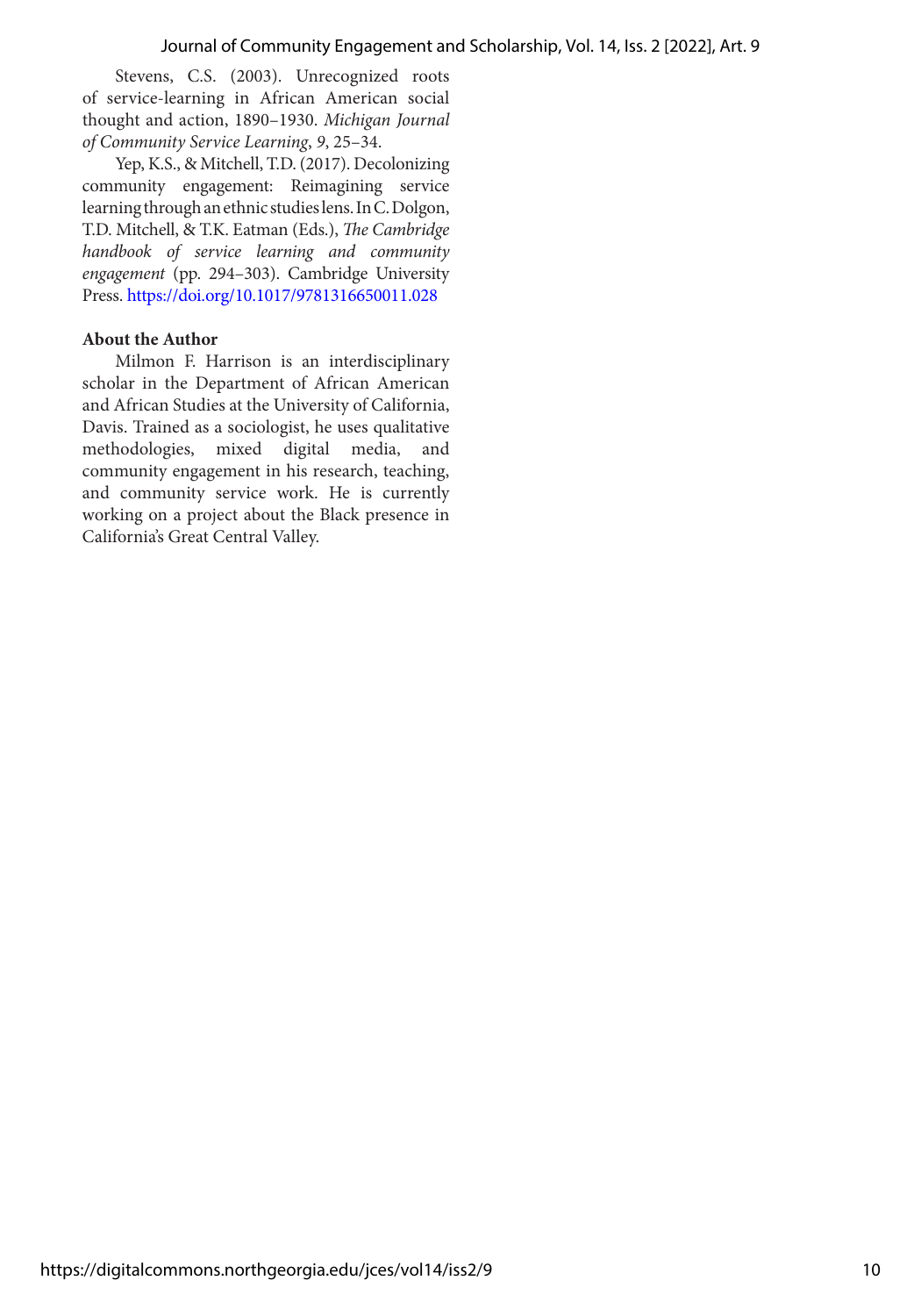Stevens, C.S. (2003). Unrecognized roots of service-learning in African American social thought and action, 1890–1930. *Michigan Journal of Community Service Learning*, *9*, 25–34.

Yep, K.S., & Mitchell, T.D. (2017). Decolonizing community engagement: Reimagining service learning through an ethnic studies lens. In C. Dolgon, T.D. Mitchell, & T.K. Eatman (Eds.), *The Cambridge handbook of service learning and community engagement* (pp. 294–303). Cambridge University Press. https://doi.org/10.1017/9781316650011.028

**About the Author**

Milmon F. Harrison is an interdisciplinary scholar in the Department of African American and African Studies at the University of California, Davis. Trained as a sociologist, he uses qualitative methodologies, mixed digital media, and community engagement in his research, teaching, and community service work. He is currently working on a project about the Black presence in California's Great Central Valley.